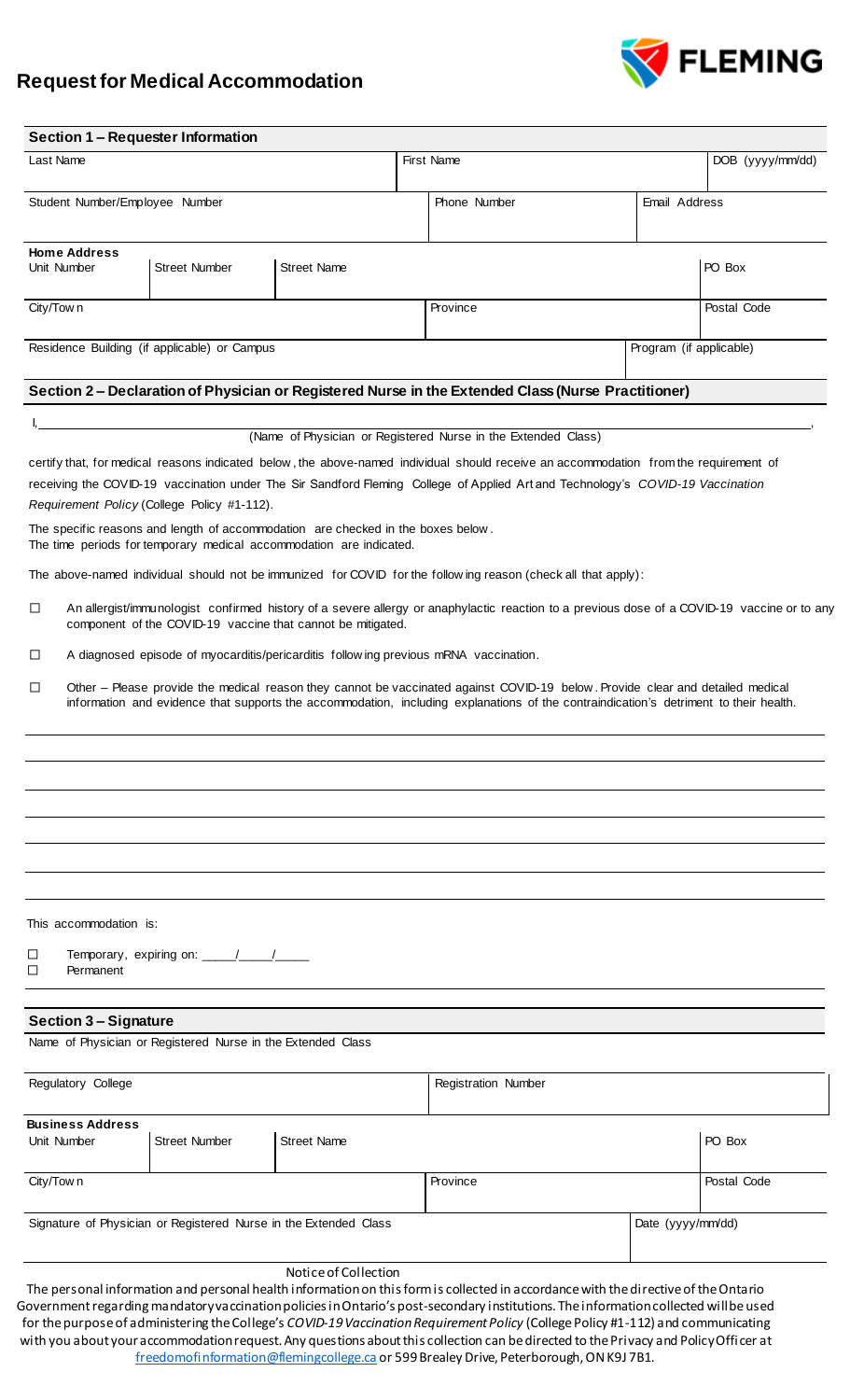# Request for Medical Accommodation

FLEMING

## Section 1 – Requester Information

| Last Name | | | First Name | | DOB (yyyy/mm/dd) |
|---|---|---|---|---|---|
| Student Number/Employee Number | | | Phone Number | Email Address | |

**Home Address**

| Unit Number | Street Number | Street Name | | | PO Box |
|---|---|---|---|---|---|
| City/Town | | | Province | | Postal Code |
| Residence Building (if applicable) or Campus | | | | Program (if applicable) | |

## Section 2 – Declaration of Physician or Registered Nurse in the Extended Class (Nurse Practitioner)

I, ______________________________________________________________,
(Name of Physician or Registered Nurse in the Extended Class)

certify that, for medical reasons indicated below, the above-named individual should receive an accommodation from the requirement of receiving the COVID-19 vaccination under The Sir Sandford Fleming College of Applied Art and Technology's *COVID-19 Vaccination Requirement Policy* (College Policy #1-112).

The specific reasons and length of accommodation are checked in the boxes below.
The time periods for temporary medical accommodation are indicated.

The above-named individual should not be immunized for COVID for the following reason (check all that apply):

- ☐ An allergist/immunologist confirmed history of a severe allergy or anaphylactic reaction to a previous dose of a COVID-19 vaccine or to any component of the COVID-19 vaccine that cannot be mitigated.
- ☐ A diagnosed episode of myocarditis/pericarditis following previous mRNA vaccination.
- ☐ Other – Please provide the medical reason they cannot be vaccinated against COVID-19 below. Provide clear and detailed medical information and evidence that supports the accommodation, including explanations of the contraindication's detriment to their health.

______________________________________________________________

______________________________________________________________

______________________________________________________________

______________________________________________________________

______________________________________________________________

______________________________________________________________

This accommodation is:

- ☐ Temporary, expiring on: _____/_____/_____
- ☐ Permanent

## Section 3 – Signature

Name of Physician or Registered Nurse in the Extended Class

| Regulatory College | | | Registration Number | | |
|---|---|---|---|---|---|

**Business Address**

| Unit Number | Street Number | Street Name | | | PO Box |
|---|---|---|---|---|---|
| City/Town | | | Province | | Postal Code |
| Signature of Physician or Registered Nurse in the Extended Class | | | | Date (yyyy/mm/dd) | |

Notice of Collection

The personal information and personal health information on this form is collected in accordance with the directive of the Ontario Government regarding mandatory vaccination policies in Ontario's post-secondary institutions. The information collected will be used for the purpose of administering the College's *COVID-19 Vaccination Requirement Policy* (College Policy #1-112) and communicating with you about your accommodation request. Any questions about this collection can be directed to the Privacy and Policy Officer at freedomofinformation@flemingcollege.ca or 599 Brealey Drive, Peterborough, ON K9J 7B1.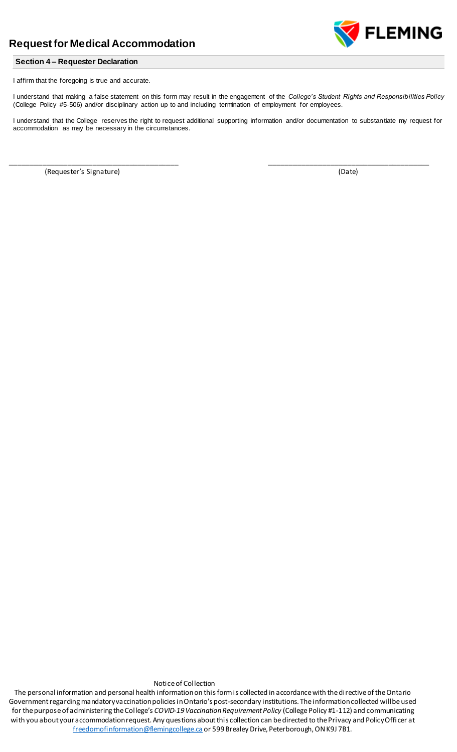# Request for Medical Accommodation

## Section 4 – Requester Declaration

I affirm that the foregoing is true and accurate.

I understand that making a false statement on this form may result in the engagement of the *College's Student Rights and Responsibilities Policy* (College Policy #5-506) and/or disciplinary action up to and including termination of employment for employees.

I understand that the College reserves the right to request additional supporting information and/or documentation to substantiate my request for accommodation as may be necessary in the circumstances.

\_\_\_\_\_\_\_\_\_\_\_\_\_\_\_\_\_\_\_\_\_\_\_\_\_\_\_\_\_\_\_\_\_\_\_\_\_\_\_\_
(Requester's Signature)

\_\_\_\_\_\_\_\_\_\_\_\_\_\_\_\_\_\_\_\_\_\_\_\_\_\_\_\_\_\_\_\_\_\_\_\_\_\_\_\_
(Date)

Notice of Collection

The personal information and personal health information on this form is collected in accordance with the directive of the Ontario Government regarding mandatory vaccination policies in Ontario's post-secondary institutions. The information collected will be used for the purpose of administering the College's *COVID-19 Vaccination Requirement Policy* (College Policy #1-112) and communicating with you about your accommodation request. Any questions about this collection can be directed to the Privacy and Policy Officer at freedomofinformation@flemingcollege.ca or 599 Brealey Drive, Peterborough, ON K9J 7B1.